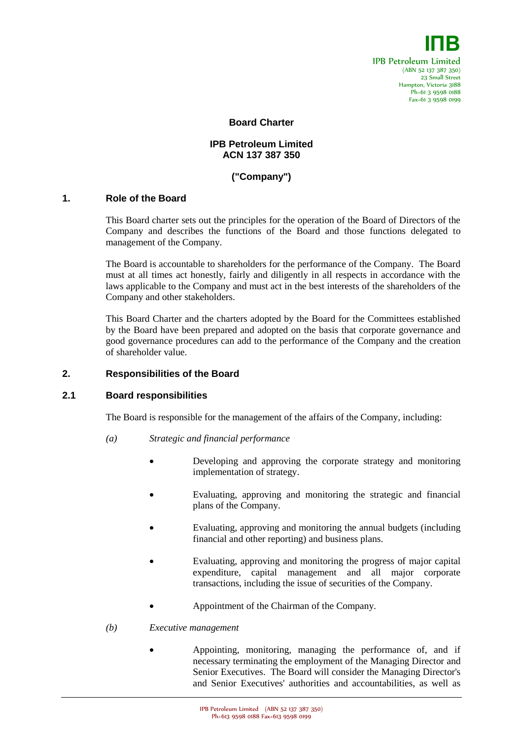IPB Petroleum Limited
(ABN 52 137 387 350)
23 Small Street
Hampton, Victoria 3188
Ph+61 3 9598 0188
Fax+61 3 9598 0199

# Board Charter

**IPB Petroleum Limited**
**ACN 137 387 350**

**("Company")**

## 1. Role of the Board

This Board charter sets out the principles for the operation of the Board of Directors of the Company and describes the functions of the Board and those functions delegated to management of the Company.

The Board is accountable to shareholders for the performance of the Company. The Board must at all times act honestly, fairly and diligently in all respects in accordance with the laws applicable to the Company and must act in the best interests of the shareholders of the Company and other stakeholders.

This Board Charter and the charters adopted by the Board for the Committees established by the Board have been prepared and adopted on the basis that corporate governance and good governance procedures can add to the performance of the Company and the creation of shareholder value.

## 2. Responsibilities of the Board

### 2.1 Board responsibilities

The Board is responsible for the management of the affairs of the Company, including:

*(a) Strategic and financial performance*

- Developing and approving the corporate strategy and monitoring implementation of strategy.
- Evaluating, approving and monitoring the strategic and financial plans of the Company.
- Evaluating, approving and monitoring the annual budgets (including financial and other reporting) and business plans.
- Evaluating, approving and monitoring the progress of major capital expenditure, capital management and all major corporate transactions, including the issue of securities of the Company.
- Appointment of the Chairman of the Company.

*(b) Executive management*

- Appointing, monitoring, managing the performance of, and if necessary terminating the employment of the Managing Director and Senior Executives. The Board will consider the Managing Director's and Senior Executives' authorities and accountabilities, as well as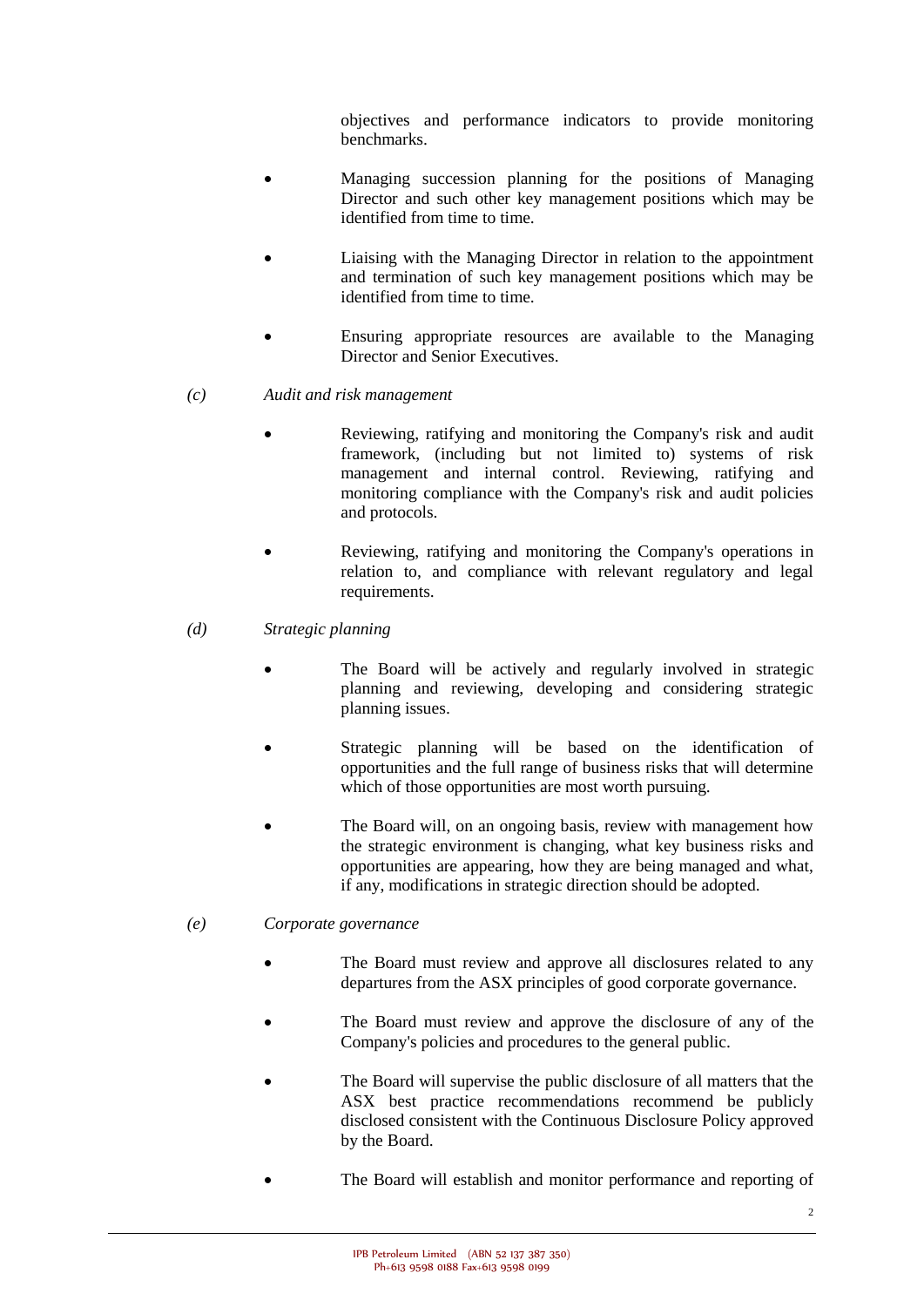objectives and performance indicators to provide monitoring benchmarks.

- Managing succession planning for the positions of Managing Director and such other key management positions which may be identified from time to time.

- Liaising with the Managing Director in relation to the appointment and termination of such key management positions which may be identified from time to time.

- Ensuring appropriate resources are available to the Managing Director and Senior Executives.

*(c)* *Audit and risk management*

- Reviewing, ratifying and monitoring the Company's risk and audit framework, (including but not limited to) systems of risk management and internal control. Reviewing, ratifying and monitoring compliance with the Company's risk and audit policies and protocols.

- Reviewing, ratifying and monitoring the Company's operations in relation to, and compliance with relevant regulatory and legal requirements.

*(d)* *Strategic planning*

- The Board will be actively and regularly involved in strategic planning and reviewing, developing and considering strategic planning issues.

- Strategic planning will be based on the identification of opportunities and the full range of business risks that will determine which of those opportunities are most worth pursuing.

- The Board will, on an ongoing basis, review with management how the strategic environment is changing, what key business risks and opportunities are appearing, how they are being managed and what, if any, modifications in strategic direction should be adopted.

*(e)* *Corporate governance*

- The Board must review and approve all disclosures related to any departures from the ASX principles of good corporate governance.

- The Board must review and approve the disclosure of any of the Company's policies and procedures to the general public.

- The Board will supervise the public disclosure of all matters that the ASX best practice recommendations recommend be publicly disclosed consistent with the Continuous Disclosure Policy approved by the Board.

- The Board will establish and monitor performance and reporting of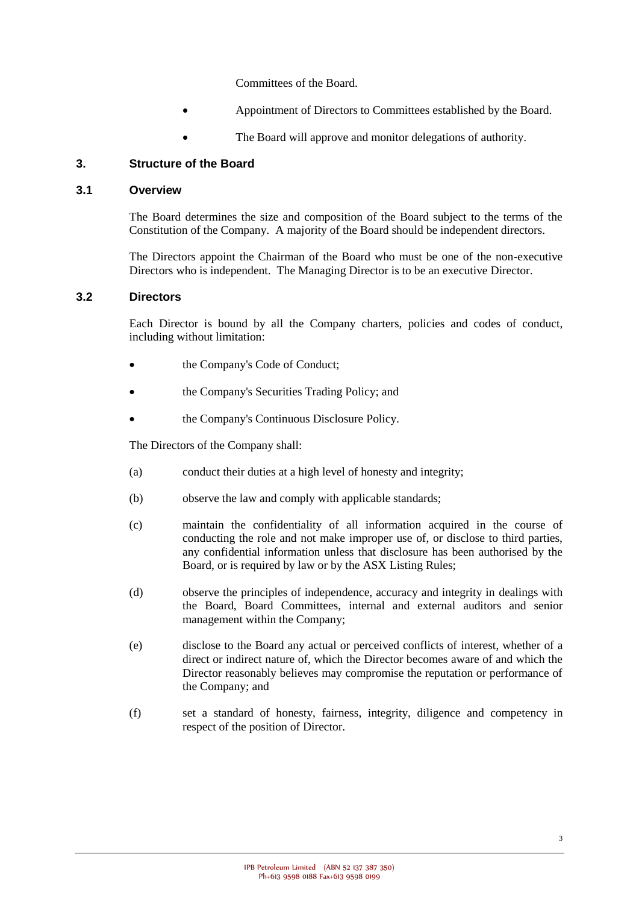Committees of the Board.

- Appointment of Directors to Committees established by the Board.
- The Board will approve and monitor delegations of authority.

## 3. Structure of the Board

### 3.1 Overview

The Board determines the size and composition of the Board subject to the terms of the Constitution of the Company. A majority of the Board should be independent directors.

The Directors appoint the Chairman of the Board who must be one of the non-executive Directors who is independent. The Managing Director is to be an executive Director.

### 3.2 Directors

Each Director is bound by all the Company charters, policies and codes of conduct, including without limitation:

- the Company's Code of Conduct;
- the Company's Securities Trading Policy; and
- the Company's Continuous Disclosure Policy.

The Directors of the Company shall:

(a) conduct their duties at a high level of honesty and integrity;

(b) observe the law and comply with applicable standards;

(c) maintain the confidentiality of all information acquired in the course of conducting the role and not make improper use of, or disclose to third parties, any confidential information unless that disclosure has been authorised by the Board, or is required by law or by the ASX Listing Rules;

(d) observe the principles of independence, accuracy and integrity in dealings with the Board, Board Committees, internal and external auditors and senior management within the Company;

(e) disclose to the Board any actual or perceived conflicts of interest, whether of a direct or indirect nature of, which the Director becomes aware of and which the Director reasonably believes may compromise the reputation or performance of the Company; and

(f) set a standard of honesty, fairness, integrity, diligence and competency in respect of the position of Director.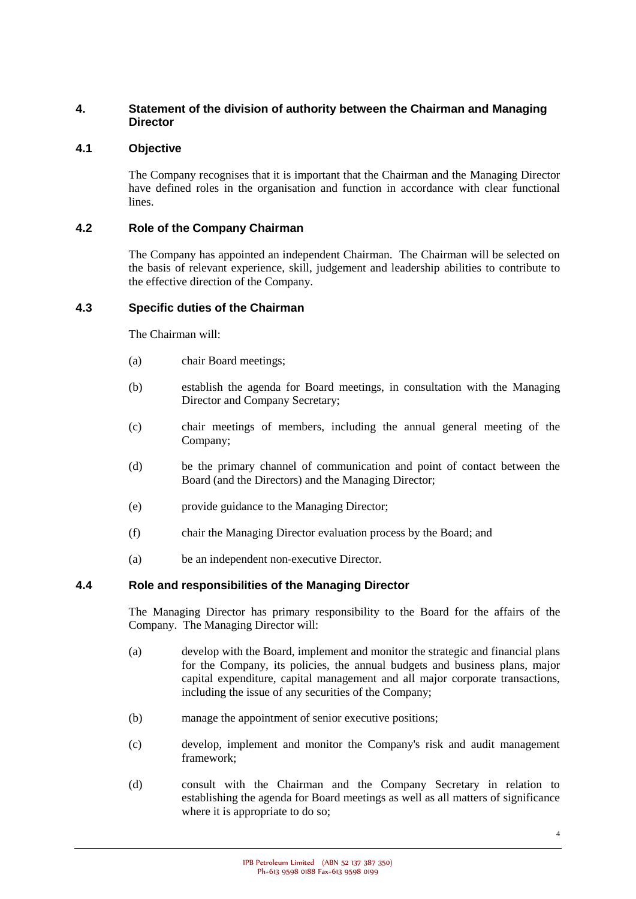## 4. Statement of the division of authority between the Chairman and Managing Director

### 4.1 Objective

The Company recognises that it is important that the Chairman and the Managing Director have defined roles in the organisation and function in accordance with clear functional lines.

### 4.2 Role of the Company Chairman

The Company has appointed an independent Chairman. The Chairman will be selected on the basis of relevant experience, skill, judgement and leadership abilities to contribute to the effective direction of the Company.

### 4.3 Specific duties of the Chairman

The Chairman will:

(a) chair Board meetings;

(b) establish the agenda for Board meetings, in consultation with the Managing Director and Company Secretary;

(c) chair meetings of members, including the annual general meeting of the Company;

(d) be the primary channel of communication and point of contact between the Board (and the Directors) and the Managing Director;

(e) provide guidance to the Managing Director;

(f) chair the Managing Director evaluation process by the Board; and

(a) be an independent non-executive Director.

### 4.4 Role and responsibilities of the Managing Director

The Managing Director has primary responsibility to the Board for the affairs of the Company. The Managing Director will:

(a) develop with the Board, implement and monitor the strategic and financial plans for the Company, its policies, the annual budgets and business plans, major capital expenditure, capital management and all major corporate transactions, including the issue of any securities of the Company;

(b) manage the appointment of senior executive positions;

(c) develop, implement and monitor the Company's risk and audit management framework;

(d) consult with the Chairman and the Company Secretary in relation to establishing the agenda for Board meetings as well as all matters of significance where it is appropriate to do so;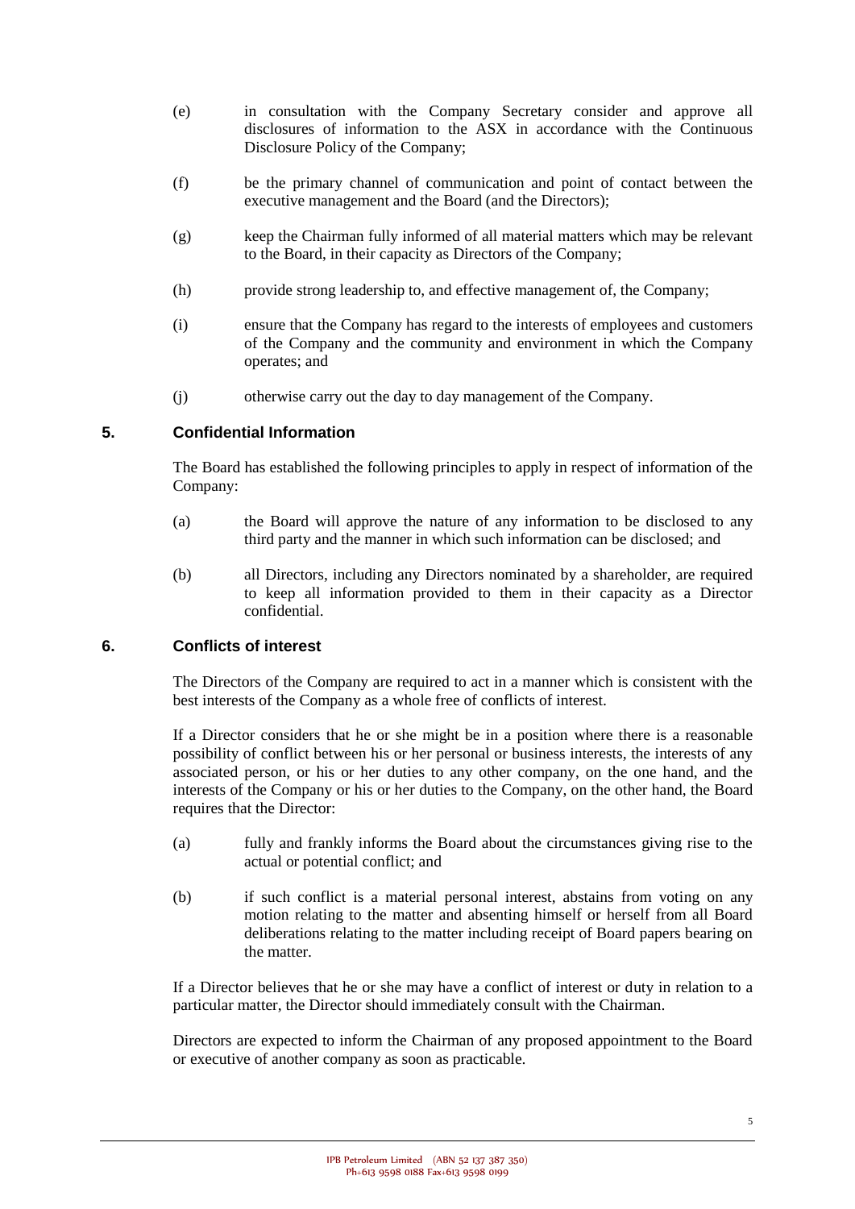(e) in consultation with the Company Secretary consider and approve all disclosures of information to the ASX in accordance with the Continuous Disclosure Policy of the Company;

(f) be the primary channel of communication and point of contact between the executive management and the Board (and the Directors);

(g) keep the Chairman fully informed of all material matters which may be relevant to the Board, in their capacity as Directors of the Company;

(h) provide strong leadership to, and effective management of, the Company;

(i) ensure that the Company has regard to the interests of employees and customers of the Company and the community and environment in which the Company operates; and

(j) otherwise carry out the day to day management of the Company.

## 5. Confidential Information

The Board has established the following principles to apply in respect of information of the Company:

(a) the Board will approve the nature of any information to be disclosed to any third party and the manner in which such information can be disclosed; and

(b) all Directors, including any Directors nominated by a shareholder, are required to keep all information provided to them in their capacity as a Director confidential.

## 6. Conflicts of interest

The Directors of the Company are required to act in a manner which is consistent with the best interests of the Company as a whole free of conflicts of interest.

If a Director considers that he or she might be in a position where there is a reasonable possibility of conflict between his or her personal or business interests, the interests of any associated person, or his or her duties to any other company, on the one hand, and the interests of the Company or his or her duties to the Company, on the other hand, the Board requires that the Director:

(a) fully and frankly informs the Board about the circumstances giving rise to the actual or potential conflict; and

(b) if such conflict is a material personal interest, abstains from voting on any motion relating to the matter and absenting himself or herself from all Board deliberations relating to the matter including receipt of Board papers bearing on the matter.

If a Director believes that he or she may have a conflict of interest or duty in relation to a particular matter, the Director should immediately consult with the Chairman.

Directors are expected to inform the Chairman of any proposed appointment to the Board or executive of another company as soon as practicable.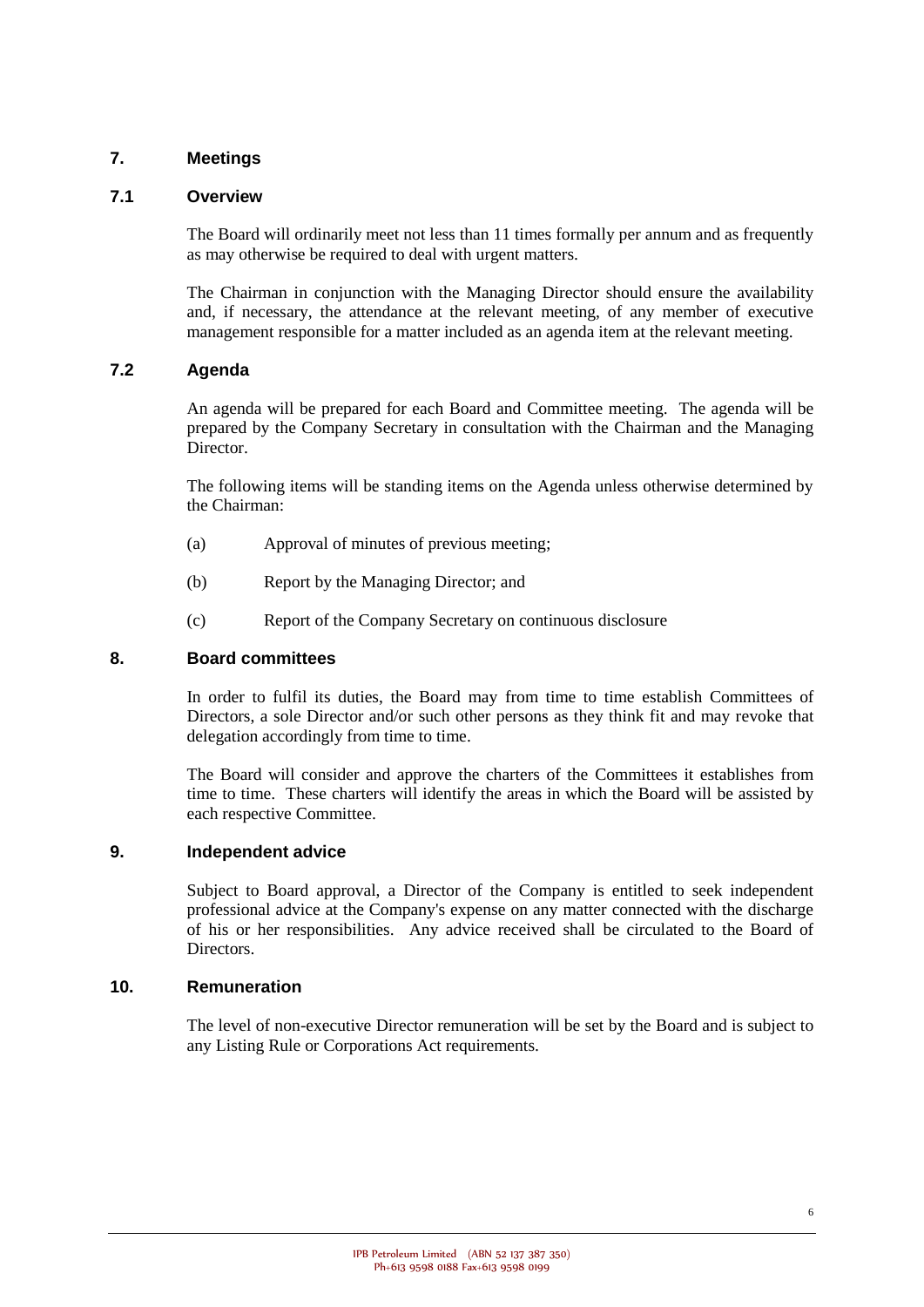## 7. Meetings

### 7.1 Overview

The Board will ordinarily meet not less than 11 times formally per annum and as frequently as may otherwise be required to deal with urgent matters.

The Chairman in conjunction with the Managing Director should ensure the availability and, if necessary, the attendance at the relevant meeting, of any member of executive management responsible for a matter included as an agenda item at the relevant meeting.

### 7.2 Agenda

An agenda will be prepared for each Board and Committee meeting. The agenda will be prepared by the Company Secretary in consultation with the Chairman and the Managing Director.

The following items will be standing items on the Agenda unless otherwise determined by the Chairman:

(a) Approval of minutes of previous meeting;

(b) Report by the Managing Director; and

(c) Report of the Company Secretary on continuous disclosure

## 8. Board committees

In order to fulfil its duties, the Board may from time to time establish Committees of Directors, a sole Director and/or such other persons as they think fit and may revoke that delegation accordingly from time to time.

The Board will consider and approve the charters of the Committees it establishes from time to time. These charters will identify the areas in which the Board will be assisted by each respective Committee.

## 9. Independent advice

Subject to Board approval, a Director of the Company is entitled to seek independent professional advice at the Company's expense on any matter connected with the discharge of his or her responsibilities. Any advice received shall be circulated to the Board of Directors.

## 10. Remuneration

The level of non-executive Director remuneration will be set by the Board and is subject to any Listing Rule or Corporations Act requirements.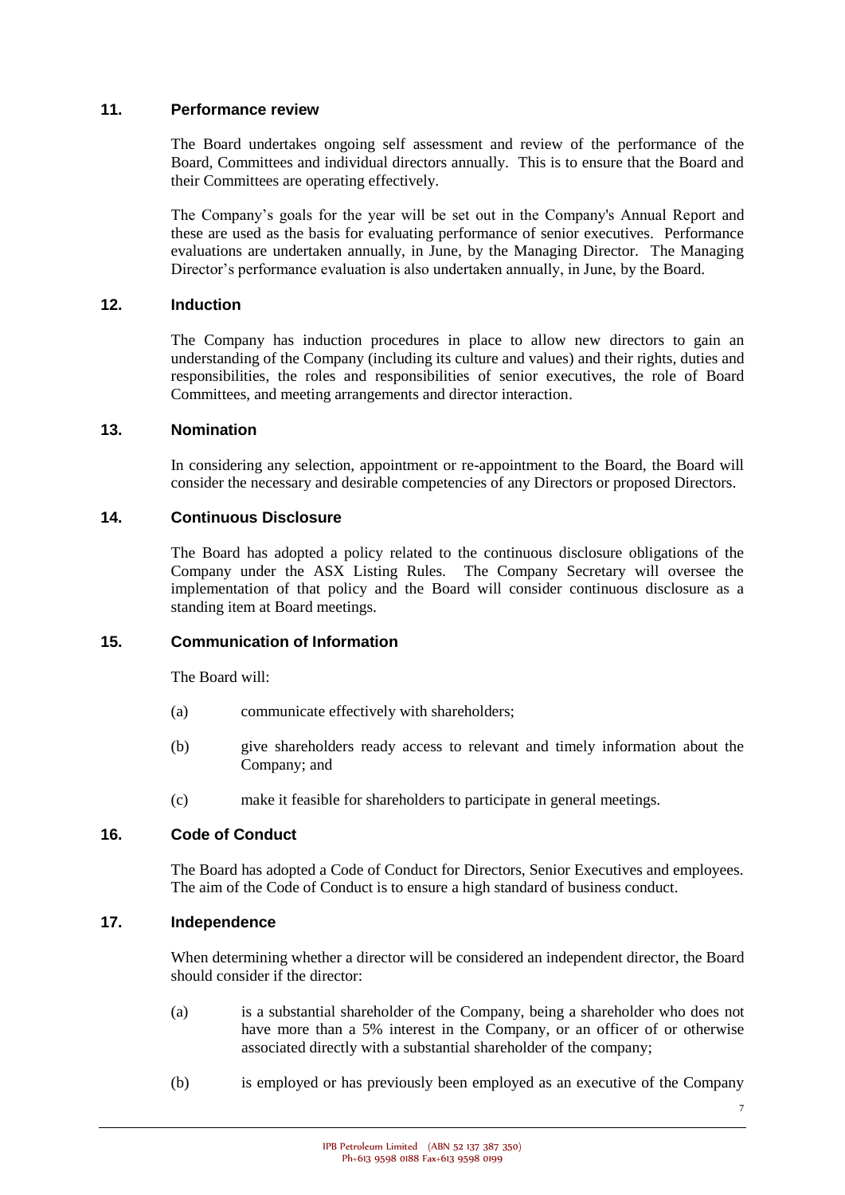## 11. Performance review

The Board undertakes ongoing self assessment and review of the performance of the Board, Committees and individual directors annually. This is to ensure that the Board and their Committees are operating effectively.

The Company's goals for the year will be set out in the Company's Annual Report and these are used as the basis for evaluating performance of senior executives. Performance evaluations are undertaken annually, in June, by the Managing Director. The Managing Director's performance evaluation is also undertaken annually, in June, by the Board.

## 12. Induction

The Company has induction procedures in place to allow new directors to gain an understanding of the Company (including its culture and values) and their rights, duties and responsibilities, the roles and responsibilities of senior executives, the role of Board Committees, and meeting arrangements and director interaction.

## 13. Nomination

In considering any selection, appointment or re-appointment to the Board, the Board will consider the necessary and desirable competencies of any Directors or proposed Directors.

## 14. Continuous Disclosure

The Board has adopted a policy related to the continuous disclosure obligations of the Company under the ASX Listing Rules. The Company Secretary will oversee the implementation of that policy and the Board will consider continuous disclosure as a standing item at Board meetings.

## 15. Communication of Information

The Board will:

(a) communicate effectively with shareholders;

(b) give shareholders ready access to relevant and timely information about the Company; and

(c) make it feasible for shareholders to participate in general meetings.

## 16. Code of Conduct

The Board has adopted a Code of Conduct for Directors, Senior Executives and employees. The aim of the Code of Conduct is to ensure a high standard of business conduct.

## 17. Independence

When determining whether a director will be considered an independent director, the Board should consider if the director:

(a) is a substantial shareholder of the Company, being a shareholder who does not have more than a 5% interest in the Company, or an officer of or otherwise associated directly with a substantial shareholder of the company;

(b) is employed or has previously been employed as an executive of the Company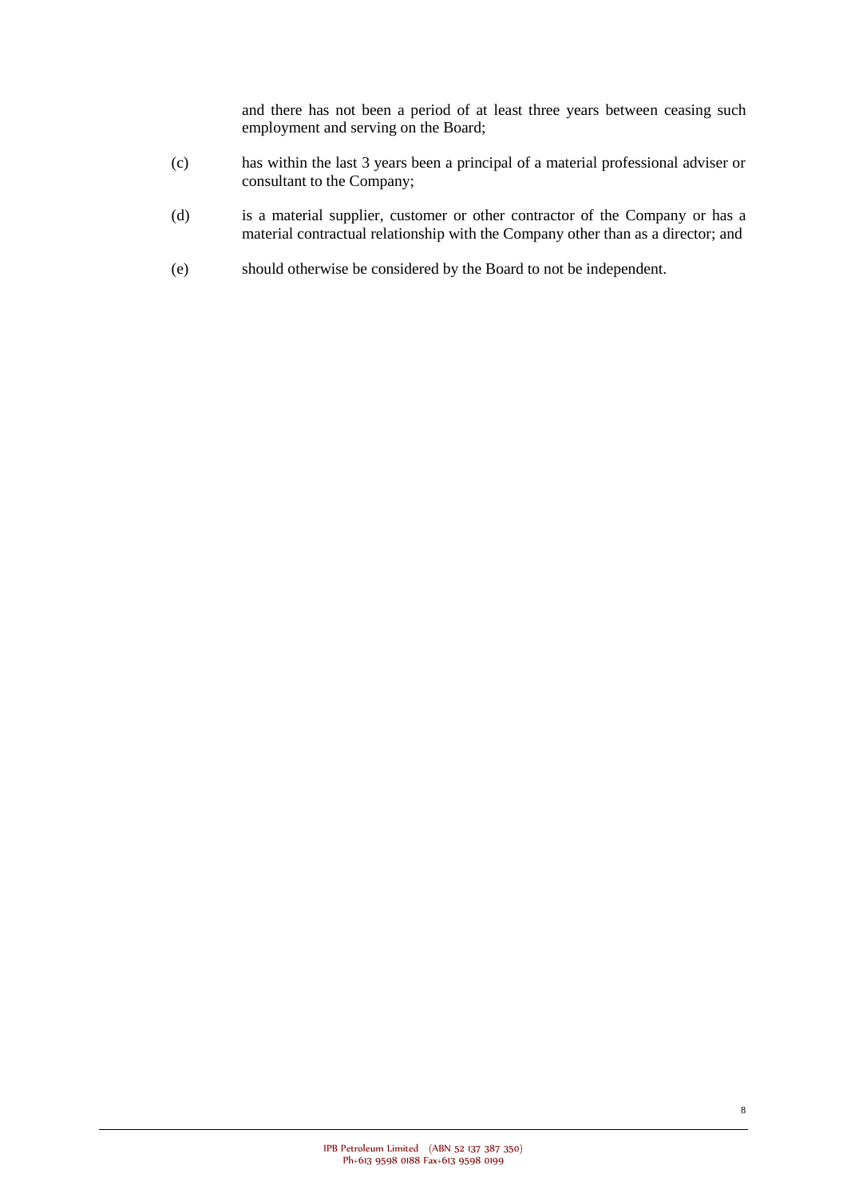and there has not been a period of at least three years between ceasing such employment and serving on the Board;

(c) has within the last 3 years been a principal of a material professional adviser or consultant to the Company;

(d) is a material supplier, customer or other contractor of the Company or has a material contractual relationship with the Company other than as a director; and

(e) should otherwise be considered by the Board to not be independent.